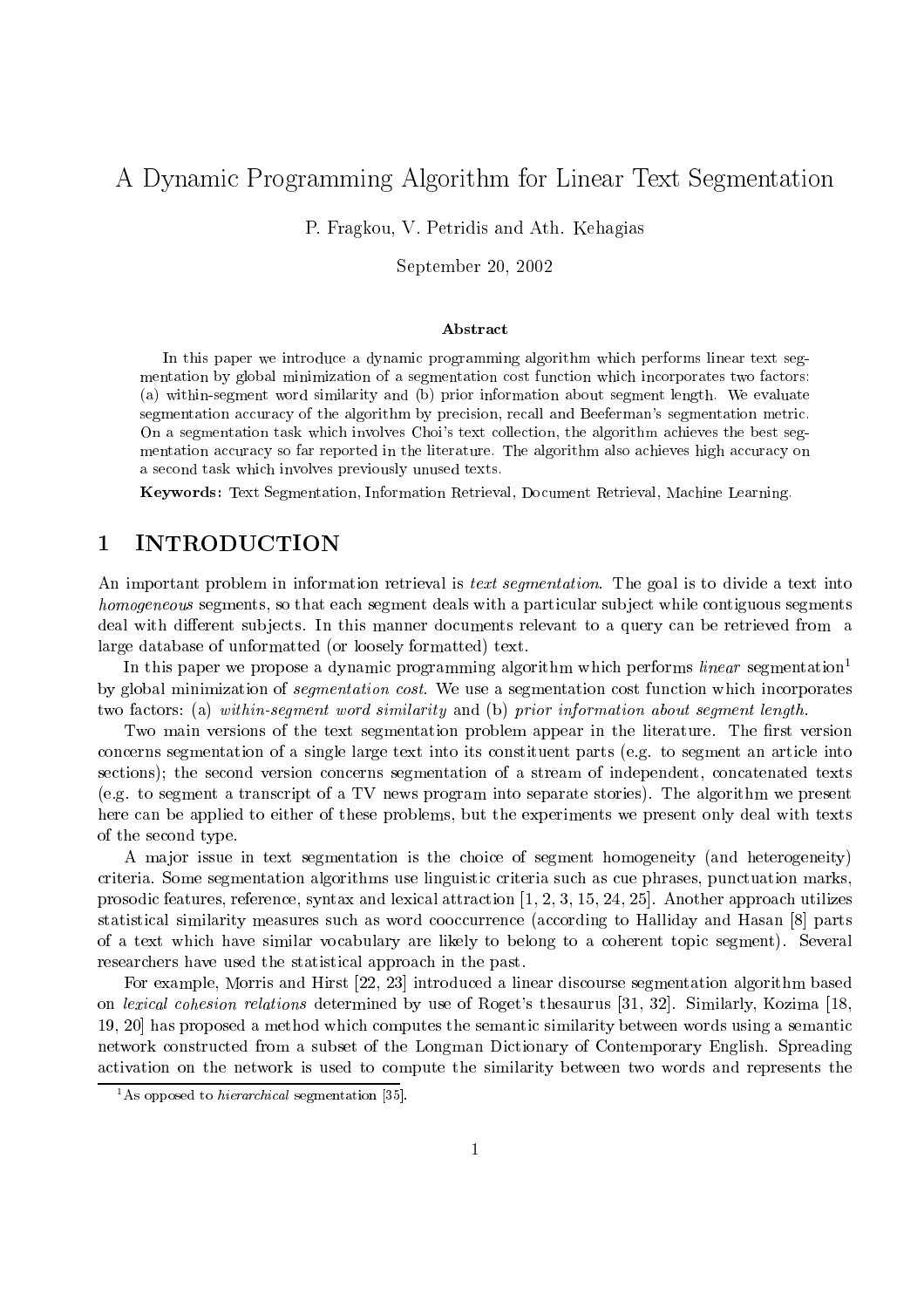# A Dynamic Programming Algorithm for Linear Text Segmentation

P. Fragkou, V. Petridis and Ath. Kehagias

September 20, 2002

### Abstract

In this paper we introduce a dynamic programming algorithm which performs linear text segmentation by global minimization of a segmentation cost function which incorporates two factors: (a) within-segment word similarity and (b) prior information about segment length. We evaluate segmentation accuracy of the algorithm by precision, recall and Beeferman's segmentation metric. On a segmentation task which involves Choi's text collection, the algorithm achieves the best segmentation accuracy so far reported in the literature. The algorithm also achieves high accuracy on a second task which involves previously unused texts.

**Keywords:** Text Segmentation, Information Retrieval, Document Retrieval, Machine Learning.

## 1 INTRODUCTION

An important problem in information retrieval is *text segmentation*. The goal is to divide a text into *homogeneous* segments, so that each segment deals with a particular subject while contiguous segments deal with different subjects. In this manner documents relevant to a query can be retrieved from a large database of unformatted (or loosely formatted) text.

In this paper we propose a dynamic programming algorithm which performs *linear* segmentation[1] by global minimization of *segmentation cost*. We use a segmentation cost function which incorporates two factors: (a) *within-segment word similarity* and (b) *prior information about segment length*.

Two main versions of the text segmentation problem appear in the literature. The first version concerns segmentation of a single large text into its constituent parts (e.g. to segment an article into sections); the second version concerns segmentation of a stream of independent, concatenated texts (e.g. to segment a transcript of a TV news program into separate stories). The algorithm we present here can be applied to either of these problems, but the experiments we present only deal with texts of the second type.

A major issue in text segmentation is the choice of segment homogeneity (and heterogeneity) criteria. Some segmentation algorithms use linguistic criteria such as cue phrases, punctuation marks, prosodic features, reference, syntax and lexical attraction [1, 2, 3, 15, 24, 25]. Another approach utilizes statistical similarity measures such as word cooccurrence (according to Halliday and Hasan [8] parts of a text which have similar vocabulary are likely to belong to a coherent topic segment). Several researchers have used the statistical approach in the past.

For example, Morris and Hirst [22, 23] introduced a linear discourse segmentation algorithm based on *lexical cohesion relations* determined by use of Roget's thesaurus [31, 32]. Similarly, Kozima [18, 19, 20] has proposed a method which computes the semantic similarity between words using a semantic network constructed from a subset of the Longman Dictionary of Contemporary English. Spreading activation on the network is used to compute the similarity between two words and represents the

[1] As opposed to *hierarchical* segmentation [35].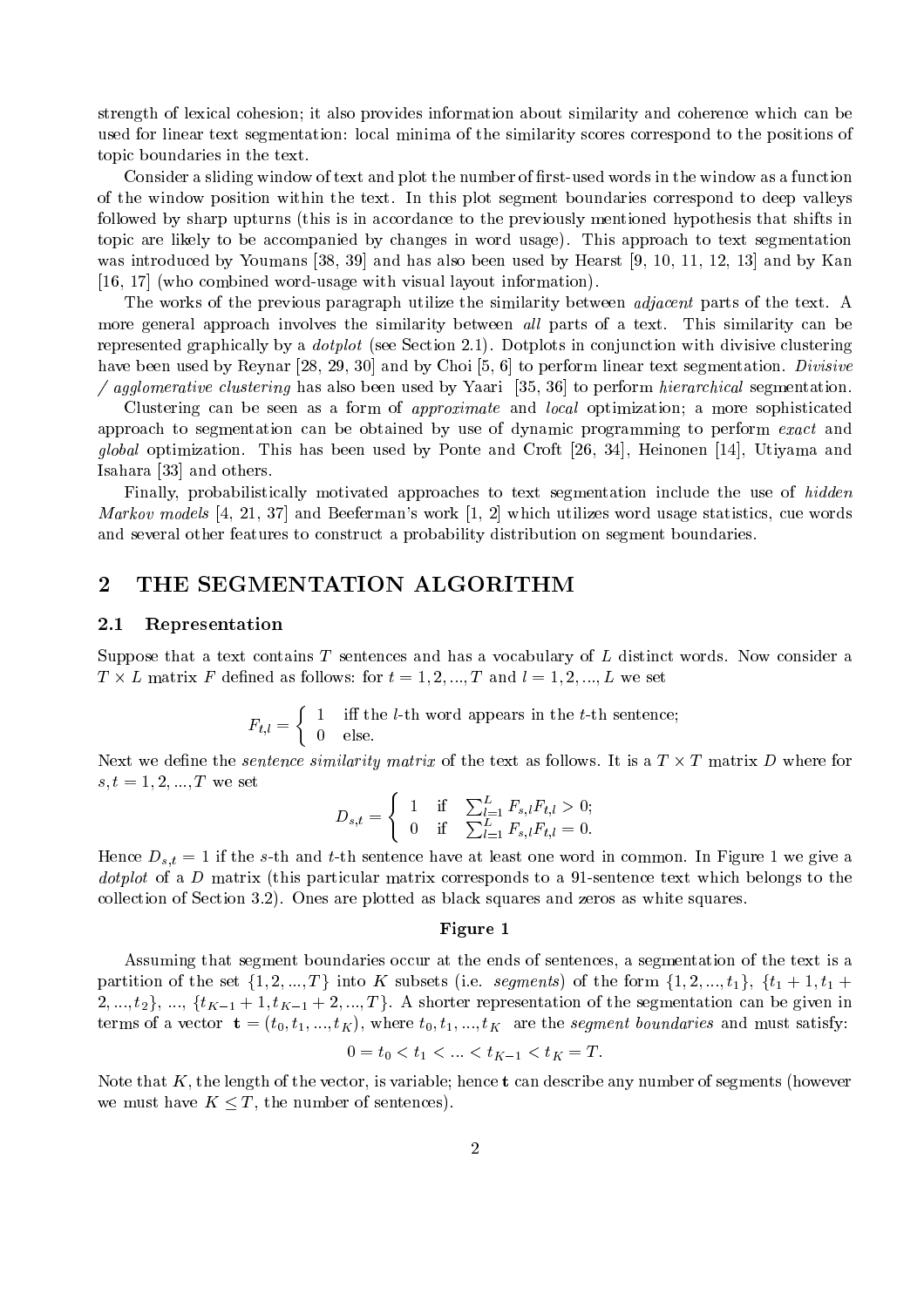strength of lexical cohesion; it also provides information about similarity and coherence which can be used for linear text segmentation: local minima of the similarity scores correspond to the positions of topic boundaries in the text.

Consider a sliding window of text and plot the number of first-used words in the window as a function of the window position within the text. In this plot segment boundaries correspond to deep valleys followed by sharp upturns (this is in accordance to the previously mentioned hypothesis that shifts in topic are likely to be accompanied by changes in word usage). This approach to text segmentation was introduced by Youmans [38, 39] and has also been used by Hearst [9, 10, 11, 12, 13] and by Kan [16, 17] (who combined word-usage with visual layout information).

The works of the previous paragraph utilize the similarity between *adjacent* parts of the text. A more general approach involves the similarity between *all* parts of a text. This similarity can be represented graphically by a *dotplot* (see Section 2.1). Dotplots in conjunction with divisive clustering have been used by Reynar [28, 29, 30] and by Choi [5, 6] to perform linear text segmentation. *Divisive / agglomerative clustering* has also been used by Yaari [35, 36] to perform *hierarchical* segmentation.

Clustering can be seen as a form of *approximate* and *local* optimization; a more sophisticated approach to segmentation can be obtained by use of dynamic programming to perform *exact* and *global* optimization. This has been used by Ponte and Croft [26, 34], Heinonen [14], Utiyama and Isahara [33] and others.

Finally, probabilistically motivated approaches to text segmentation include the use of *hidden Markov models* [4, 21, 37] and Beeferman's work [1, 2] which utilizes word usage statistics, cue words and several other features to construct a probability distribution on segment boundaries.

## 2 THE SEGMENTATION ALGORITHM

### 2.1 Representation

Suppose that a text contains $T$ sentences and has a vocabulary of $L$ distinct words. Now consider a $T \times L$ matrix $F$ defined as follows: for $t = 1, 2, ..., T$ and $l = 1, 2, ..., L$ we set

$$F_{t,l} = \begin{cases} 1 & \text{iff the } l\text{-th word appears in the } t\text{-th sentence;} \\ 0 & \text{else.} \end{cases}$$

Next we define the *sentence similarity matrix* of the text as follows. It is a $T \times T$ matrix $D$ where for $s, t = 1, 2, ..., T$ we set

$$D_{s,t} = \begin{cases} 1 & \text{if} \quad \sum_{l=1}^{L} F_{s,l} F_{t,l} > 0; \\ 0 & \text{if} \quad \sum_{l=1}^{L} F_{s,l} F_{t,l} = 0. \end{cases}$$

Hence $D_{s,t} = 1$ if the $s$-th and $t$-th sentence have at least one word in common. In Figure 1 we give a *dotplot* of a $D$ matrix (this particular matrix corresponds to a 91-sentence text which belongs to the collection of Section 3.2). Ones are plotted as black squares and zeros as white squares.

**Figure 1**

Assuming that segment boundaries occur at the ends of sentences, a segmentation of the text is a partition of the set $\{1, 2, ..., T\}$ into $K$ subsets (i.e. *segments*) of the form $\{1, 2, ..., t_1\}$, $\{t_1 + 1, t_1 + 2, ..., t_2\}$, ..., $\{t_{K-1} + 1, t_{K-1} + 2, ..., T\}$. A shorter representation of the segmentation can be given in terms of a vector $\mathbf{t} = (t_0, t_1, ..., t_K)$, where $t_0, t_1, ..., t_K$ are the *segment boundaries* and must satisfy:

$$0 = t_0 < t_1 < ... < t_{K-1} < t_K = T.$$

Note that $K$, the length of the vector, is variable; hence $\mathbf{t}$ can describe any number of segments (however we must have $K \leq T$, the number of sentences).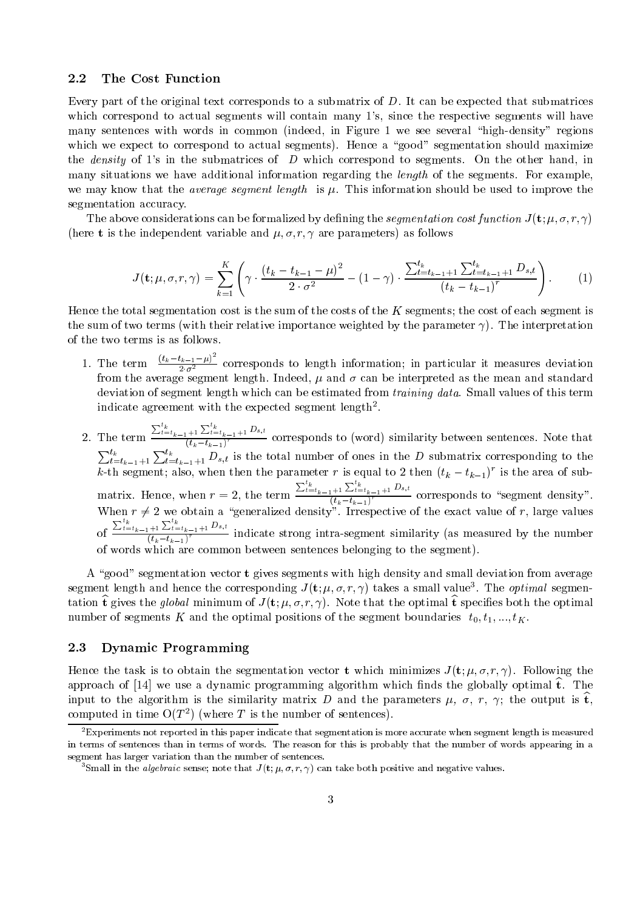## 2.2 The Cost Function

Every part of the original text corresponds to a submatrix of $D$. It can be expected that submatrices which correspond to actual segments will contain many 1's, since the respective segments will have many sentences with words in common (indeed, in Figure 1 we see several "high-density" regions which we expect to correspond to actual segments). Hence a "good" segmentation should maximize the *density* of 1's in the submatrices of $D$ which correspond to segments. On the other hand, in many situations we have additional information regarding the *length* of the segments. For example, we may know that the *average segment length* is $\mu$. This information should be used to improve the segmentation accuracy.

The above considerations can be formalized by defining the *segmentation cost function* $J(\mathbf{t};\mu,\sigma,r,\gamma)$ (here $\mathbf{t}$ is the independent variable and $\mu,\sigma,r,\gamma$ are parameters) as follows

$$J(\mathbf{t};\mu,\sigma,r,\gamma) = \sum_{k=1}^{K} \left( \gamma \cdot \frac{(t_k - t_{k-1} - \mu)^2}{2 \cdot \sigma^2} - (1-\gamma) \cdot \frac{\sum_{t=t_{k-1}+1}^{t_k} \sum_{t=t_{k-1}+1}^{t_k} D_{s,t}}{(t_k - t_{k-1})^r} \right). \tag{1}$$

Hence the total segmentation cost is the sum of the costs of the $K$ segments; the cost of each segment is the sum of two terms (with their relative importance weighted by the parameter $\gamma$). The interpretation of the two terms is as follows.

1. The term $\frac{(t_k - t_{k-1} - \mu)^2}{2 \cdot \sigma^2}$ corresponds to length information; in particular it measures deviation from the average segment length. Indeed, $\mu$ and $\sigma$ can be interpreted as the mean and standard deviation of segment length which can be estimated from *training data*. Small values of this term indicate agreement with the expected segment length[2].

2. The term $\frac{\sum_{t=t_{k-1}+1}^{t_k} \sum_{t=t_{k-1}+1}^{t_k} D_{s,t}}{(t_k - t_{k-1})^r}$ corresponds to (word) similarity between sentences. Note that $\sum_{t=t_{k-1}+1}^{t_k} \sum_{t=t_{k-1}+1}^{t_k} D_{s,t}$ is the total number of ones in the $D$ submatrix corresponding to the $k$-th segment; also, when then the parameter $r$ is equal to 2 then $(t_k - t_{k-1})^r$ is the area of submatrix. Hence, when $r = 2$, the term $\frac{\sum_{t=t_{k-1}+1}^{t_k} \sum_{t=t_{k-1}+1}^{t_k} D_{s,t}}{(t_k - t_{k-1})^r}$ corresponds to "segment density". When $r \neq 2$ we obtain a "generalized density". Irrespective of the exact value of $r$, large values of $\frac{\sum_{t=t_{k-1}+1}^{t_k} \sum_{t=t_{k-1}+1}^{t_k} D_{s,t}}{(t_k - t_{k-1})^r}$ indicate strong intra-segment similarity (as measured by the number of words which are common between sentences belonging to the segment).

A "good" segmentation vector $\mathbf{t}$ gives segments with high density and small deviation from average segment length and hence the corresponding $J(\mathbf{t};\mu,\sigma,r,\gamma)$ takes a small value[3]. The *optimal* segmentation $\widehat{\mathbf{t}}$ gives the *global* minimum of $J(\mathbf{t};\mu,\sigma,r,\gamma)$. Note that the optimal $\widehat{\mathbf{t}}$ specifies both the optimal number of segments $K$ and the optimal positions of the segment boundaries $t_0, t_1, ..., t_K$.

## 2.3 Dynamic Programming

Hence the task is to obtain the segmentation vector $\mathbf{t}$ which minimizes $J(\mathbf{t};\mu,\sigma,r,\gamma)$. Following the approach of [14] we use a dynamic programming algorithm which finds the globally optimal $\widehat{\mathbf{t}}$. The input to the algorithm is the similarity matrix $D$ and the parameters $\mu$, $\sigma$, $r$, $\gamma$; the output is $\widehat{\mathbf{t}}$, computed in time $O(T^2)$ (where $T$ is the number of sentences).

---

[2] Experiments not reported in this paper indicate that segmentation is more accurate when segment length is measured in terms of sentences than in terms of words. The reason for this is probably that the number of words appearing in a segment has larger variation than the number of sentences.

[3] Small in the *algebraic* sense; note that $J(\mathbf{t};\mu,\sigma,r,\gamma)$ can take both positive and negative values.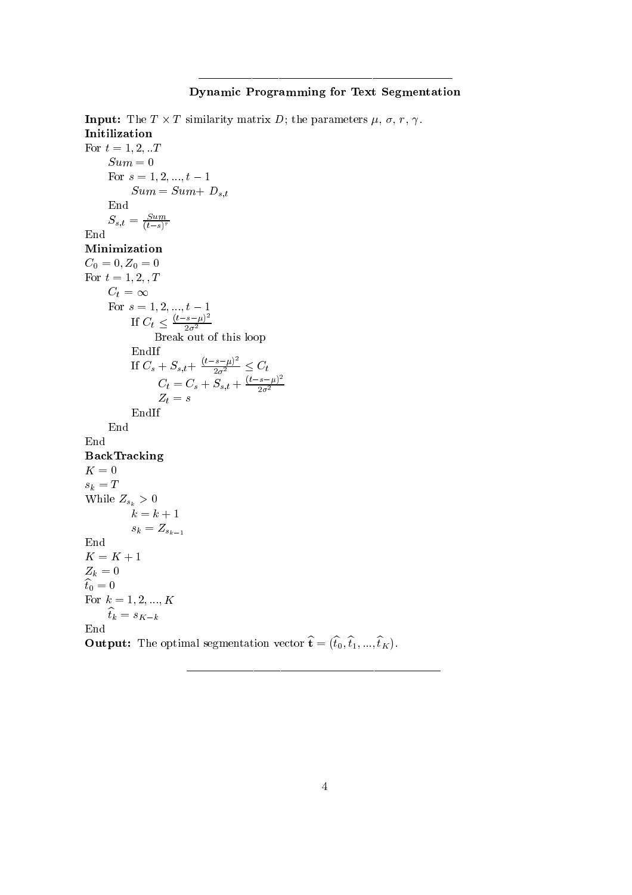---

**Dynamic Programming for Text Segmentation**

**Input:** The $T \times T$ similarity matrix $D$; the parameters $\mu$, $\sigma$, $r$, $\gamma$.

**Initilization**

For $t = 1, 2, ..T$

&nbsp;&nbsp;&nbsp;&nbsp;$Sum = 0$

&nbsp;&nbsp;&nbsp;&nbsp;For $s = 1, 2, ..., t-1$

&nbsp;&nbsp;&nbsp;&nbsp;&nbsp;&nbsp;&nbsp;&nbsp;$Sum = Sum + D_{s,t}$

&nbsp;&nbsp;&nbsp;&nbsp;End

&nbsp;&nbsp;&nbsp;&nbsp;$S_{s,t} = \frac{Sum}{(t-s)^r}$

End

**Minimization**

$C_0 = 0, Z_0 = 0$

For $t = 1, 2, , T$

&nbsp;&nbsp;&nbsp;&nbsp;$C_t = \infty$

&nbsp;&nbsp;&nbsp;&nbsp;For $s = 1, 2, ..., t-1$

&nbsp;&nbsp;&nbsp;&nbsp;&nbsp;&nbsp;&nbsp;&nbsp;If $C_t \leq \frac{(t-s-\mu)^2}{2\sigma^2}$

&nbsp;&nbsp;&nbsp;&nbsp;&nbsp;&nbsp;&nbsp;&nbsp;&nbsp;&nbsp;&nbsp;&nbsp;Break out of this loop

&nbsp;&nbsp;&nbsp;&nbsp;&nbsp;&nbsp;&nbsp;&nbsp;EndIf

&nbsp;&nbsp;&nbsp;&nbsp;&nbsp;&nbsp;&nbsp;&nbsp;If $C_s + S_{s,t} + \frac{(t-s-\mu)^2}{2\sigma^2} \leq C_t$

&nbsp;&nbsp;&nbsp;&nbsp;&nbsp;&nbsp;&nbsp;&nbsp;&nbsp;&nbsp;&nbsp;&nbsp;$C_t = C_s + S_{s,t} + \frac{(t-s-\mu)^2}{2\sigma^2}$

&nbsp;&nbsp;&nbsp;&nbsp;&nbsp;&nbsp;&nbsp;&nbsp;&nbsp;&nbsp;&nbsp;&nbsp;$Z_t = s$

&nbsp;&nbsp;&nbsp;&nbsp;&nbsp;&nbsp;&nbsp;&nbsp;EndIf

&nbsp;&nbsp;&nbsp;&nbsp;End

End

**BackTracking**

$K = 0$

$s_k = T$

While $Z_{s_k} > 0$

&nbsp;&nbsp;&nbsp;&nbsp;&nbsp;&nbsp;&nbsp;&nbsp;$k = k + 1$

&nbsp;&nbsp;&nbsp;&nbsp;&nbsp;&nbsp;&nbsp;&nbsp;$s_k = Z_{s_{k-1}}$

End

$K = K + 1$

$Z_k = 0$

$\widehat{t}_0 = 0$

For $k = 1, 2, ..., K$

&nbsp;&nbsp;&nbsp;&nbsp;$\widehat{t}_k = s_{K-k}$

End

**Output:** The optimal segmentation vector $\widehat{\mathbf{t}} = (\widehat{t}_0, \widehat{t}_1, ..., \widehat{t}_K)$.

---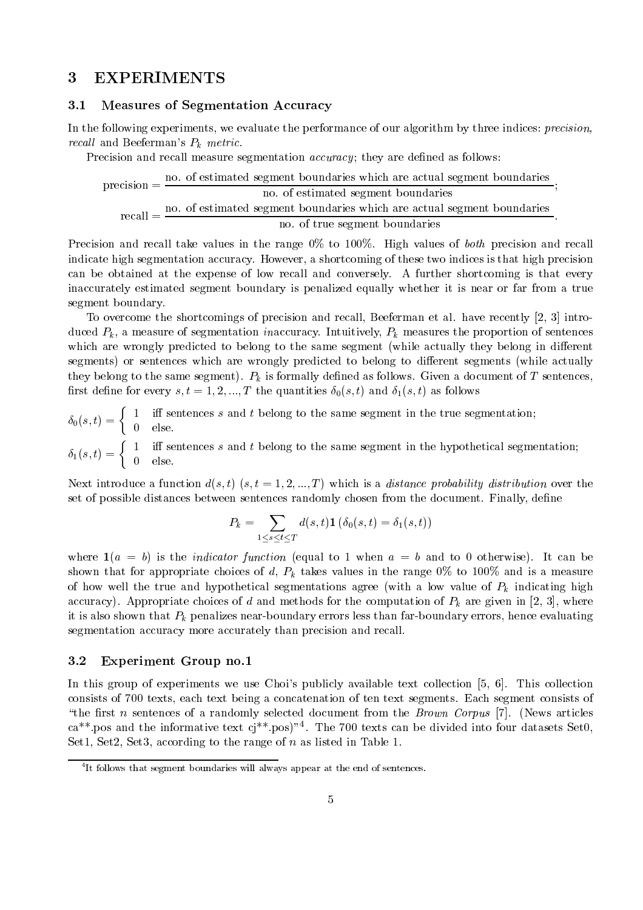# 3 EXPERIMENTS

## 3.1 Measures of Segmentation Accuracy

In the following experiments, we evaluate the performance of our algorithm by three indices: *precision*, *recall* and Beeferman's $P_k$ *metric*.

Precision and recall measure segmentation *accuracy*; they are defined as follows:

$$\text{precision} = \frac{\text{no. of estimated segment boundaries which are actual segment boundaries}}{\text{no. of estimated segment boundaries}};$$

$$\text{recall} = \frac{\text{no. of estimated segment boundaries which are actual segment boundaries}}{\text{no. of true segment boundaries}}.$$

Precision and recall take values in the range 0% to 100%. High values of *both* precision and recall indicate high segmentation accuracy. However, a shortcoming of these two indices is that high precision can be obtained at the expense of low recall and conversely. A further shortcoming is that every inaccurately estimated segment boundary is penalized equally whether it is near or far from a true segment boundary.

To overcome the shortcomings of precision and recall, Beeferman et al. have recently [2, 3] introduced $P_k$, a measure of segmentation *in*accuracy. Intuitively, $P_k$ measures the proportion of sentences which are wrongly predicted to belong to the same segment (while actually they belong in different segments) or sentences which are wrongly predicted to belong to different segments (while actually they belong to the same segment). $P_k$ is formally defined as follows. Given a document of $T$ sentences, first define for every $s, t = 1, 2, ..., T$ the quantities $\delta_0(s,t)$ and $\delta_1(s,t)$ as follows

$$\delta_0(s,t) = \begin{cases} 1 & \text{iff sentences } s \text{ and } t \text{ belong to the same segment in the true segmentation;} \\ 0 & \text{else.} \end{cases}$$

$$\delta_1(s,t) = \begin{cases} 1 & \text{iff sentences } s \text{ and } t \text{ belong to the same segment in the hypothetical segmentation;} \\ 0 & \text{else.} \end{cases}$$

Next introduce a function $d(s,t)$ $(s, t = 1, 2, ..., T)$ which is a *distance probability distribution* over the set of possible distances between sentences randomly chosen from the document. Finally, define

$$P_k = \sum_{1 \leq s \leq t \leq T} d(s,t) \mathbf{1}\left(\delta_0(s,t) = \delta_1(s,t)\right)$$

where $\mathbf{1}(a = b)$ is the *indicator function* (equal to 1 when $a = b$ and to 0 otherwise). It can be shown that for appropriate choices of $d$, $P_k$ takes values in the range 0% to 100% and is a measure of how well the true and hypothetical segmentations agree (with a low value of $P_k$ indicating high accuracy). Appropriate choices of $d$ and methods for the computation of $P_k$ are given in [2, 3], where it is also shown that $P_k$ penalizes near-boundary errors less than far-boundary errors, hence evaluating segmentation accuracy more accurately than precision and recall.

## 3.2 Experiment Group no.1

In this group of experiments we use Choi's publicly available text collection [5, 6]. This collection consists of 700 texts, each text being a concatenation of ten text segments. Each segment consists of "the first $n$ sentences of a randomly selected document from the *Brown Corpus* [7]. (News articles ca**.pos and the informative text cj**.pos)"[4]. The 700 texts can be divided into four datasets Set0, Set1, Set2, Set3, according to the range of $n$ as listed in Table 1.

[4] It follows that segment boundaries will always appear at the end of sentences.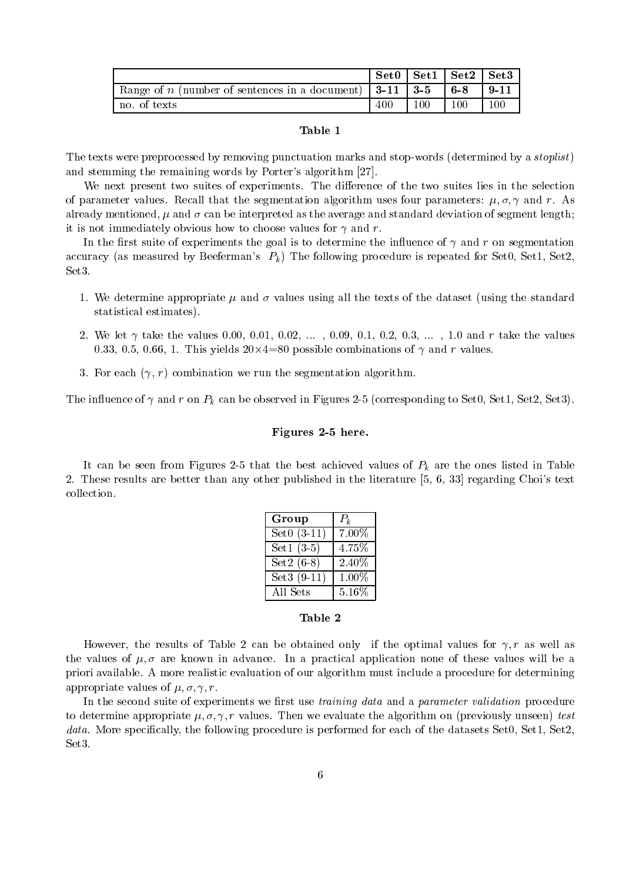| | **Set0** | **Set1** | **Set2** | **Set3** |
|---|---|---|---|---|
| Range of $n$ (number of sentences in a document) | **3-11** | **3-5** | **6-8** | **9-11** |
| no. of texts | 400 | 100 | 100 | 100 |

**Table 1**

The texts were preprocessed by removing punctuation marks and stop-words (determined by a *stoplist*) and stemming the remaining words by Porter's algorithm [27].

We next present two suites of experiments. The difference of the two suites lies in the selection of parameter values. Recall that the segmentation algorithm uses four parameters: $\mu, \sigma, \gamma$ and $r$. As already mentioned, $\mu$ and $\sigma$ can be interpreted as the average and standard deviation of segment length; it is not immediately obvious how to choose values for $\gamma$ and $r$.

In the first suite of experiments the goal is to determine the influence of $\gamma$ and $r$ on segmentation accuracy (as measured by Beeferman's $P_k$) The following procedure is repeated for Set0, Set1, Set2, Set3.

1. We determine appropriate $\mu$ and $\sigma$ values using all the texts of the dataset (using the standard statistical estimates).
2. We let $\gamma$ take the values 0.00, 0.01, 0.02, ... , 0.09, 0.1, 0.2, 0.3, ... , 1.0 and $r$ take the values 0.33, 0.5, 0.66, 1. This yields $20 \times 4 = 80$ possible combinations of $\gamma$ and $r$ values.
3. For each $(\gamma, r)$ combination we run the segmentation algorithm.

The influence of $\gamma$ and $r$ on $P_k$ can be observed in Figures 2-5 (corresponding to Set0, Set1, Set2, Set3).

**Figures 2-5 here.**

It can be seen from Figures 2-5 that the best achieved values of $P_k$ are the ones listed in Table 2. These results are better than any other published in the literature [5, 6, 33] regarding Choi's text collection.

| **Group** | $P_k$ |
|---|---|
| Set0 (3-11) | 7.00% |
| Set1 (3-5) | 4.75% |
| Set2 (6-8) | 2.40% |
| Set3 (9-11) | 1.00% |
| All Sets | 5.16% |

**Table 2**

However, the results of Table 2 can be obtained only if the optimal values for $\gamma, r$ as well as the values of $\mu, \sigma$ are known in advance. In a practical application none of these values will be a priori available. A more realistic evaluation of our algorithm must include a procedure for determining appropriate values of $\mu, \sigma, \gamma, r$.

In the second suite of experiments we first use *training data* and a *parameter validation* procedure to determine appropriate $\mu, \sigma, \gamma, r$ values. Then we evaluate the algorithm on (previously unseen) *test data*. More specifically, the following procedure is performed for each of the datasets Set0, Set1, Set2, Set3.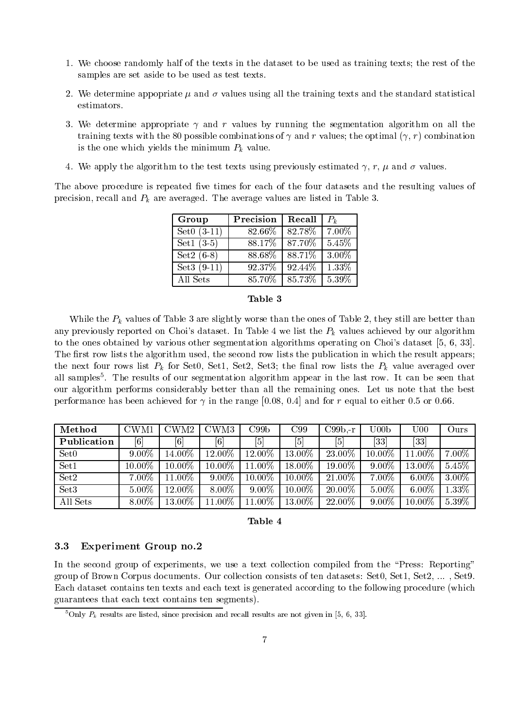1. We choose randomly half of the texts in the dataset to be used as training texts; the rest of the samples are set aside to be used as test texts.
2. We determine appopriate $\mu$ and $\sigma$ values using all the training texts and the standard statistical estimators.
3. We determine appropriate $\gamma$ and $r$ values by running the segmentation algorithm on all the training texts with the 80 possible combinations of $\gamma$ and $r$ values; the optimal $(\gamma, r)$ combination is the one which yields the minimum $P_k$ value.
4. We apply the algorithm to the test texts using previously estimated $\gamma$, $r$, $\mu$ and $\sigma$ values.

The above procedure is repeated five times for each of the four datasets and the resulting values of precision, recall and $P_k$ are averaged. The average values are listed in Table 3.

| Group | Precision | Recall | $P_k$ |
|---|---|---|---|
| Set0 (3-11) | 82.66% | 82.78% | 7.00% |
| Set1 (3-5) | 88.17% | 87.70% | 5.45% |
| Set2 (6-8) | 88.68% | 88.71% | 3.00% |
| Set3 (9-11) | 92.37% | 92.44% | 1.33% |
| All Sets | 85.70% | 85.73% | 5.39% |

**Table 3**

While the $P_k$ values of Table 3 are slightly worse than the ones of Table 2, they still are better than any previously reported on Choi's dataset. In Table 4 we list the $P_k$ values achieved by our algorithm to the ones obtained by various other segmentation algorithms operating on Choi's dataset [5, 6, 33]. The first row lists the algorithm used, the second row lists the publication in which the result appears; the next four rows list $P_k$ for Set0, Set1, Set2, Set3; the final row lists the $P_k$ value averaged over all samples[5]. The results of our segmentation algorithm appear in the last row. It can be seen that our algorithm performs considerably better than all the remaining ones. Let us note that the best performance has been achieved for $\gamma$ in the range [0.08, 0.4] and for $r$ equal to either 0.5 or 0.66.

| **Method** | CWM1 | CWM2 | CWM3 | C99b | C99 | C99b,-r | U00b | U00 | Ours |
|---|---|---|---|---|---|---|---|---|---|
| **Publication** | [6] | [6] | [6] | [5] | [5] | [5] | [33] | [33] | |
| Set0 | 9.00% | 14.00% | 12.00% | 12.00% | 13.00% | 23.00% | 10.00% | 11.00% | 7.00% |
| Set1 | 10.00% | 10.00% | 10.00% | 11.00% | 18.00% | 19.00% | 9.00% | 13.00% | 5.45% |
| Set2 | 7.00% | 11.00% | 9.00% | 10.00% | 10.00% | 21.00% | 7.00% | 6.00% | 3.00% |
| Set3 | 5.00% | 12.00% | 8.00% | 9.00% | 10.00% | 20.00% | 5.00% | 6.00% | 1.33% |
| All Sets | 8.00% | 13.00% | 11.00% | 11.00% | 13.00% | 22.00% | 9.00% | 10.00% | 5.39% |

**Table 4**

### 3.3 Experiment Group no.2

In the second group of experiments, we use a text collection compiled from the "Press: Reporting" group of Brown Corpus documents. Our collection consists of ten datasets: Set0, Set1, Set2, ... , Set9. Each dataset contains ten texts and each text is generated according to the following procedure (which guarantees that each text contains ten segments).

[5] Only $P_k$ results are listed, since precision and recall results are not given in [5, 6, 33].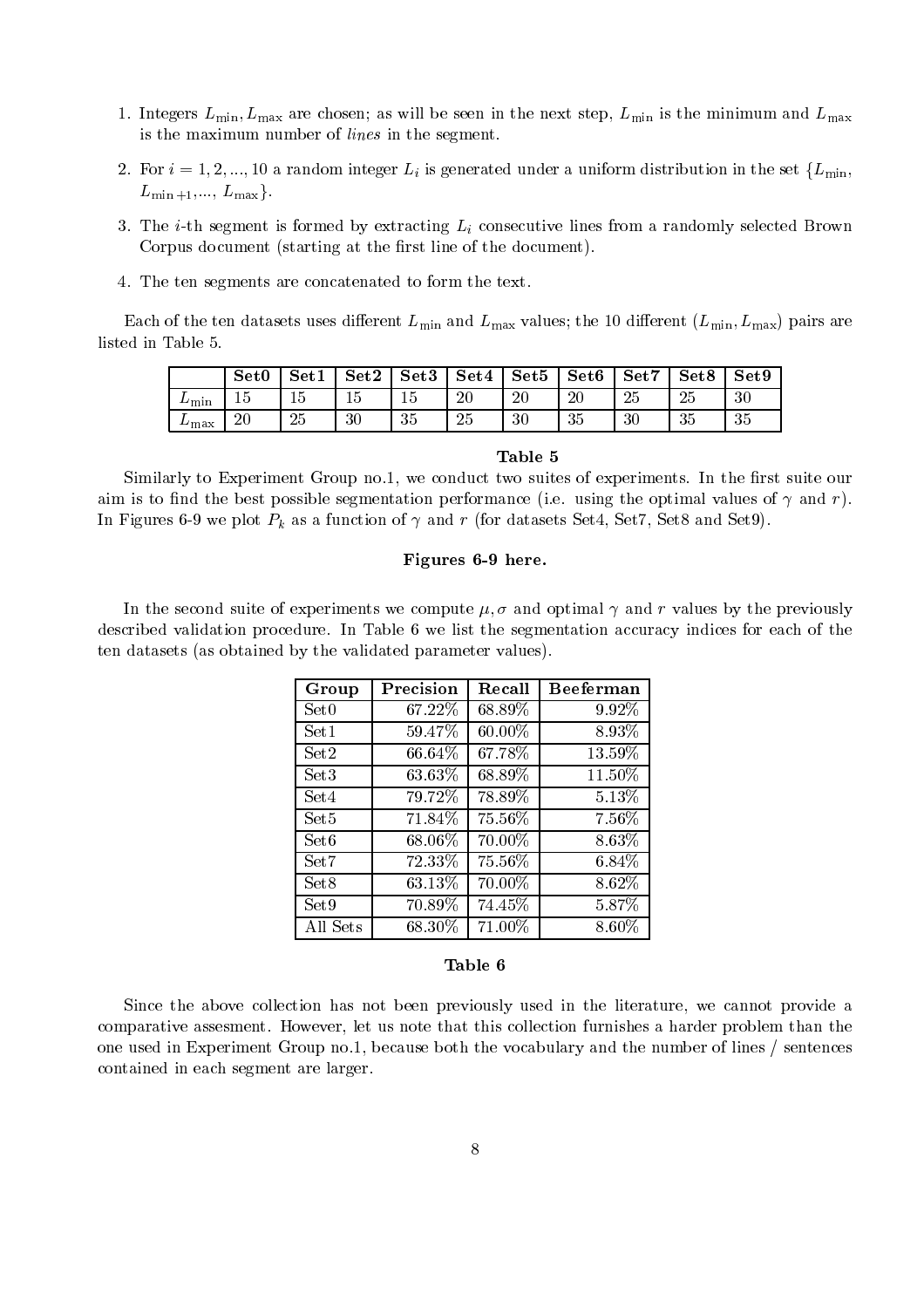1. Integers $L_{\min}, L_{\max}$ are chosen; as will be seen in the next step, $L_{\min}$ is the minimum and $L_{\max}$ is the maximum number of *lines* in the segment.

2. For $i = 1, 2, ..., 10$ a random integer $L_i$ is generated under a uniform distribution in the set $\{L_{\min}, L_{\min+1}, ..., L_{\max}\}$.

3. The $i$-th segment is formed by extracting $L_i$ consecutive lines from a randomly selected Brown Corpus document (starting at the first line of the document).

4. The ten segments are concatenated to form the text.

Each of the ten datasets uses different $L_{\min}$ and $L_{\max}$ values; the 10 different $(L_{\min}, L_{\max})$ pairs are listed in Table 5.

| | **Set0** | **Set1** | **Set2** | **Set3** | **Set4** | **Set5** | **Set6** | **Set7** | **Set8** | **Set9** |
|---|---|---|---|---|---|---|---|---|---|---|
| $L_{\min}$ | 15 | 15 | 15 | 15 | 20 | 20 | 20 | 25 | 25 | 30 |
| $L_{\max}$ | 20 | 25 | 30 | 35 | 25 | 30 | 35 | 30 | 35 | 35 |

**Table 5**

Similarly to Experiment Group no.1, we conduct two suites of experiments. In the first suite our aim is to find the best possible segmentation performance (i.e. using the optimal values of $\gamma$ and $r$). In Figures 6-9 we plot $P_k$ as a function of $\gamma$ and $r$ (for datasets Set4, Set7, Set8 and Set9).

**Figures 6-9 here.**

In the second suite of experiments we compute $\mu, \sigma$ and optimal $\gamma$ and $r$ values by the previously described validation procedure. In Table 6 we list the segmentation accuracy indices for each of the ten datasets (as obtained by the validated parameter values).

| **Group** | **Precision** | **Recall** | **Beeferman** |
|---|---|---|---|
| Set0 | 67.22% | 68.89% | 9.92% |
| Set1 | 59.47% | 60.00% | 8.93% |
| Set2 | 66.64% | 67.78% | 13.59% |
| Set3 | 63.63% | 68.89% | 11.50% |
| Set4 | 79.72% | 78.89% | 5.13% |
| Set5 | 71.84% | 75.56% | 7.56% |
| Set6 | 68.06% | 70.00% | 8.63% |
| Set7 | 72.33% | 75.56% | 6.84% |
| Set8 | 63.13% | 70.00% | 8.62% |
| Set9 | 70.89% | 74.45% | 5.87% |
| All Sets | 68.30% | 71.00% | 8.60% |

**Table 6**

Since the above collection has not been previously used in the literature, we cannot provide a comparative assesment. However, let us note that this collection furnishes a harder problem than the one used in Experiment Group no.1, because both the vocabulary and the number of lines / sentences contained in each segment are larger.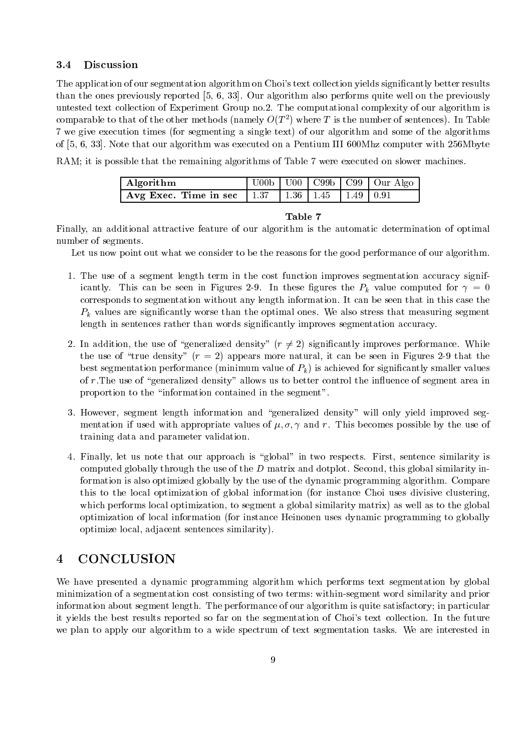### 3.4 Discussion

The application of our segmentation algorithm on Choi's text collection yields significantly better results than the ones previously reported [5, 6, 33]. Our algorithm also performs quite well on the previously untested text collection of Experiment Group no.2. The computational complexity of our algorithm is comparable to that of the other methods (namely $O(T^2)$ where $T$ is the number of sentences). In Table 7 we give execution times (for segmenting a single text) of our algorithm and some of the algorithms of [5, 6, 33]. Note that our algorithm was executed on a Pentium III 600Mhz computer with 256Mbyte RAM; it is possible that the remaining algorithms of Table 7 were executed on slower machines.

| **Algorithm** | U00b | U00 | C99b | C99 | Our Algo |
|---|---|---|---|---|---|
| **Avg Exec. Time in sec** | 1.37 | 1.36 | 1.45 | 1.49 | 0.91 |

**Table 7**

Finally, an additional attractive feature of our algorithm is the automatic determination of optimal number of segments.

Let us now point out what we consider to be the reasons for the good performance of our algorithm.

1. The use of a segment length term in the cost function improves segmentation accuracy significantly. This can be seen in Figures 2-9. In these figures the $P_k$ value computed for $\gamma = 0$ corresponds to segmentation without any length information. It can be seen that in this case the $P_k$ values are significantly worse than the optimal ones. We also stress that measuring segment length in sentences rather than words significantly improves segmentation accuracy.

2. In addition, the use of "generalized density" ($r \neq 2$) significantly improves performance. While the use of "true density" ($r = 2$) appears more natural, it can be seen in Figures 2-9 that the best segmentation performance (minimum value of $P_k$) is achieved for significantly smaller values of $r$.The use of "generalized density" allows us to better control the influence of segment area in proportion to the "information contained in the segment".

3. However, segment length information and "generalized density" will only yield improved segmentation if used with appropriate values of $\mu, \sigma, \gamma$ and $r$. This becomes possible by the use of training data and parameter validation.

4. Finally, let us note that our approach is "global" in two respects. First, sentence similarity is computed globally through the use of the $D$ matrix and dotplot. Second, this global similarity information is also optimized globally by the use of the dynamic programming algorithm. Compare this to the local optimization of global information (for instance Choi uses divisive clustering, which performs local optimization, to segment a global similarity matrix) as well as to the global optimization of local information (for instance Heinonen uses dynamic programming to globally optimize local, adjacent sentences similarity).

## 4 CONCLUSION

We have presented a dynamic programming algorithm which performs text segmentation by global minimization of a segmentation cost consisting of two terms: within-segment word similarity and prior information about segment length. The performance of our algorithm is quite satisfactory; in particular it yields the best results reported so far on the segmentation of Choi's text collection. In the future we plan to apply our algorithm to a wide spectrum of text segmentation tasks. We are interested in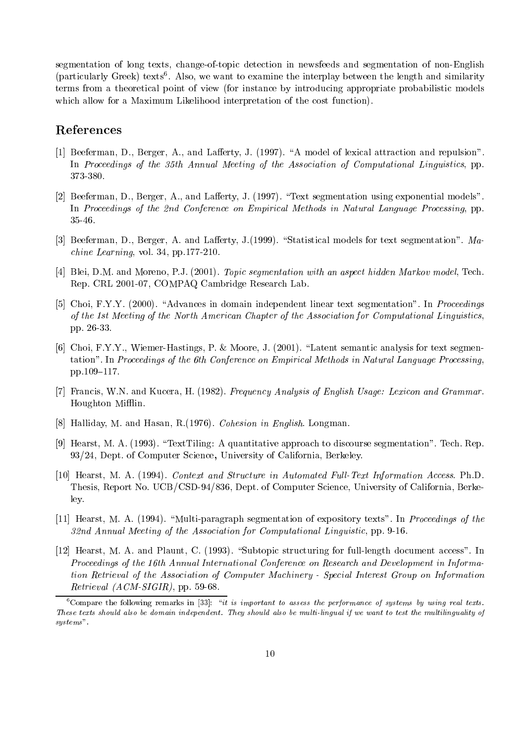segmentation of long texts, change-of-topic detection in newsfeeds and segmentation of non-English (particularly Greek) texts[6]. Also, we want to examine the interplay between the length and similarity terms from a theoretical point of view (for instance by introducing appropriate probabilistic models which allow for a Maximum Likelihood interpretation of the cost function).

## References

[1] Beeferman, D., Berger, A., and Lafferty, J. (1997). "A model of lexical attraction and repulsion". In *Proceedings of the 35th Annual Meeting of the Association of Computational Linguistics*, pp. 373-380.

[2] Beeferman, D., Berger, A., and Lafferty, J. (1997). "Text segmentation using exponential models". In *Proceedings of the 2nd Conference on Empirical Methods in Natural Language Processing*, pp. 35-46.

[3] Beeferman, D., Berger, A. and Lafferty, J.(1999). "Statistical models for text segmentation". *Machine Learning*, vol. 34, pp.177-210.

[4] Blei, D.M. and Moreno, P.J. (2001). *Topic segmentation with an aspect hidden Markov model*, Tech. Rep. CRL 2001-07, COMPAQ Cambridge Research Lab.

[5] Choi, F.Y.Y. (2000). "Advances in domain independent linear text segmentation". In *Proceedings of the 1st Meeting of the North American Chapter of the Association for Computational Linguistics*, pp. 26-33.

[6] Choi, F.Y.Y., Wiemer-Hastings, P. & Moore, J. (2001). "Latent semantic analysis for text segmentation". In *Proceedings of the 6th Conference on Empirical Methods in Natural Language Processing*, pp.109–117.

[7] Francis, W.N. and Kucera, H. (1982). *Frequency Analysis of English Usage: Lexicon and Grammar*. Houghton Mifflin.

[8] Halliday, M. and Hasan, R.(1976). *Cohesion in English*. Longman.

[9] Hearst, M. A. (1993). "TextTiling: A quantitative approach to discourse segmentation". Tech. Rep. 93/24, Dept. of Computer Science, University of California, Berkeley.

[10] Hearst, M. A. (1994). *Context and Structure in Automated Full-Text Information Access*. Ph.D. Thesis, Report No. UCB/CSD-94/836, Dept. of Computer Science, University of California, Berkeley.

[11] Hearst, M. A. (1994). "Multi-paragraph segmentation of expository texts". In *Proceedings of the 32nd Annual Meeting of the Association for Computational Linguistic*, pp. 9-16.

[12] Hearst, M. A. and Plaunt, C. (1993). "Subtopic structuring for full-length document access". In *Proceedings of the 16th Annual International Conference on Research and Development in Information Retrieval of the Association of Computer Machinery - Special Interest Group on Information Retrieval (ACM-SIGIR)*, pp. 59-68.

---

[6] Compare the following remarks in [33]: "*it is important to assess the performance of systems by using real texts. These texts should also be domain independent. They should also be multi-lingual if we want to test the multilinguality of systems*".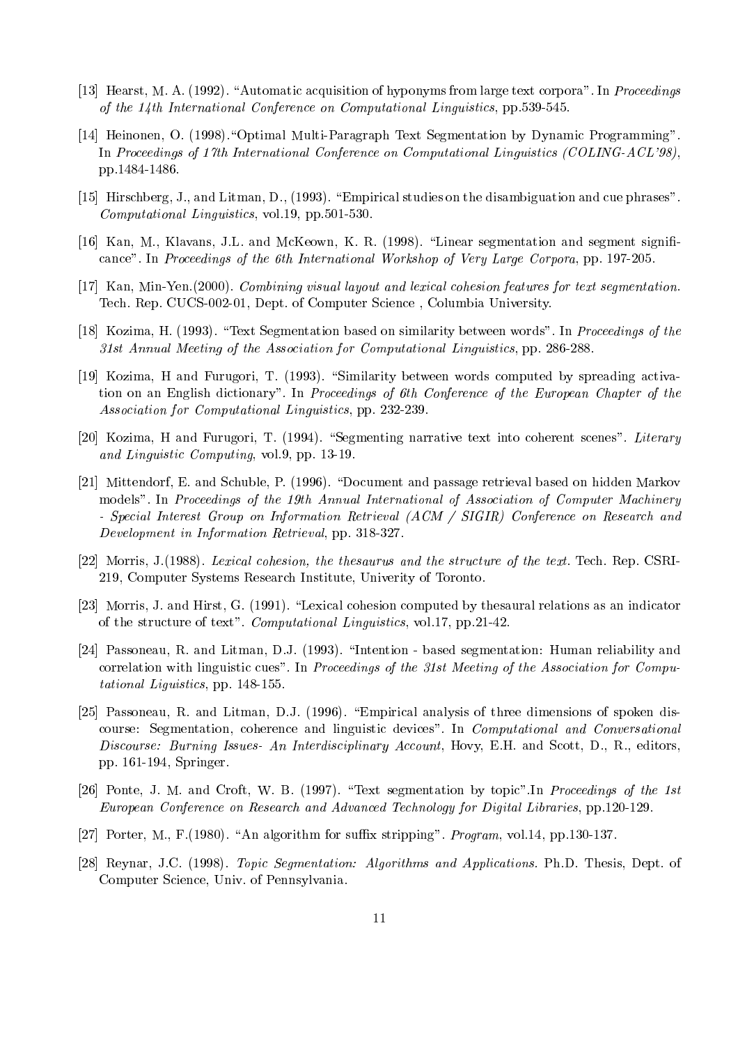[13] Hearst, M. A. (1992). "Automatic acquisition of hyponyms from large text corpora". In *Proceedings of the 14th International Conference on Computational Linguistics*, pp.539-545.

[14] Heinonen, O. (1998)."Optimal Multi-Paragraph Text Segmentation by Dynamic Programming". In *Proceedings of 17th International Conference on Computational Linguistics (COLING-ACL'98)*, pp.1484-1486.

[15] Hirschberg, J., and Litman, D., (1993). "Empirical studies on the disambiguation and cue phrases". *Computational Linguistics*, vol.19, pp.501-530.

[16] Kan, M., Klavans, J.L. and McKeown, K. R. (1998). "Linear segmentation and segment significance". In *Proceedings of the 6th International Workshop of Very Large Corpora*, pp. 197-205.

[17] Kan, Min-Yen.(2000). *Combining visual layout and lexical cohesion features for text segmentation.* Tech. Rep. CUCS-002-01, Dept. of Computer Science , Columbia University.

[18] Kozima, H. (1993). "Text Segmentation based on similarity between words". In *Proceedings of the 31st Annual Meeting of the Association for Computational Linguistics*, pp. 286-288.

[19] Kozima, H and Furugori, T. (1993). "Similarity between words computed by spreading activation on an English dictionary". In *Proceedings of 6th Conference of the European Chapter of the Association for Computational Linguistics*, pp. 232-239.

[20] Kozima, H and Furugori, T. (1994). "Segmenting narrative text into coherent scenes". *Literary and Linguistic Computing*, vol.9, pp. 13-19.

[21] Mittendorf, E. and Schuble, P. (1996). "Document and passage retrieval based on hidden Markov models". In *Proceedings of the 19th Annual International of Association of Computer Machinery - Special Interest Group on Information Retrieval (ACM / SIGIR) Conference on Research and Development in Information Retrieval*, pp. 318-327.

[22] Morris, J.(1988). *Lexical cohesion, the thesaurus and the structure of the text.* Tech. Rep. CSRI-219, Computer Systems Research Institute, Univerity of Toronto.

[23] Morris, J. and Hirst, G. (1991). "Lexical cohesion computed by thesaural relations as an indicator of the structure of text". *Computational Linguistics*, vol.17, pp.21-42.

[24] Passoneau, R. and Litman, D.J. (1993). "Intention - based segmentation: Human reliability and correlation with linguistic cues". In *Proceedings of the 31st Meeting of the Association for Computational Liguistics*, pp. 148-155.

[25] Passoneau, R. and Litman, D.J. (1996). "Empirical analysis of three dimensions of spoken discourse: Segmentation, coherence and linguistic devices". In *Computational and Conversational Discourse: Burning Issues- An Interdisciplinary Account*, Hovy, E.H. and Scott, D., R., editors, pp. 161-194, Springer.

[26] Ponte, J. M. and Croft, W. B. (1997). "Text segmentation by topic".In *Proceedings of the 1st European Conference on Research and Advanced Technology for Digital Libraries*, pp.120-129.

[27] Porter, M., F.(1980). "An algorithm for suffix stripping". *Program*, vol.14, pp.130-137.

[28] Reynar, J.C. (1998). *Topic Segmentation: Algorithms and Applications.* Ph.D. Thesis, Dept. of Computer Science, Univ. of Pennsylvania.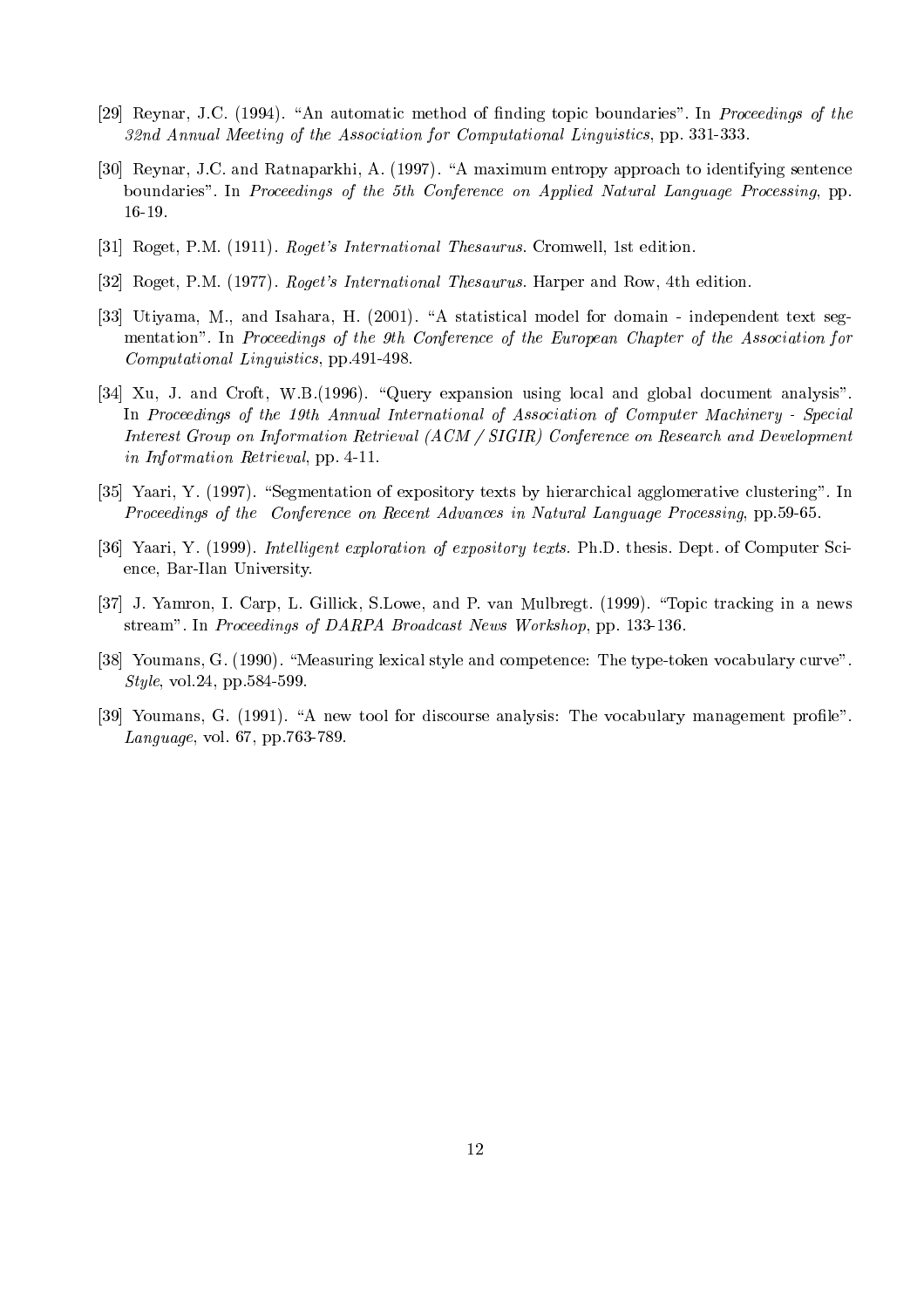[29] Reynar, J.C. (1994). "An automatic method of finding topic boundaries". In *Proceedings of the 32nd Annual Meeting of the Association for Computational Linguistics*, pp. 331-333.

[30] Reynar, J.C. and Ratnaparkhi, A. (1997). "A maximum entropy approach to identifying sentence boundaries". In *Proceedings of the 5th Conference on Applied Natural Language Processing*, pp. 16-19.

[31] Roget, P.M. (1911). *Roget's International Thesaurus.* Cromwell, 1st edition.

[32] Roget, P.M. (1977). *Roget's International Thesaurus.* Harper and Row, 4th edition.

[33] Utiyama, M., and Isahara, H. (2001). "A statistical model for domain - independent text segmentation". In *Proceedings of the 9th Conference of the European Chapter of the Association for Computational Linguistics*, pp.491-498.

[34] Xu, J. and Croft, W.B.(1996). "Query expansion using local and global document analysis". In *Proceedings of the 19th Annual International of Association of Computer Machinery - Special Interest Group on Information Retrieval (ACM / SIGIR) Conference on Research and Development in Information Retrieval*, pp. 4-11.

[35] Yaari, Y. (1997). "Segmentation of expository texts by hierarchical agglomerative clustering". In *Proceedings of the Conference on Recent Advances in Natural Language Processing*, pp.59-65.

[36] Yaari, Y. (1999). *Intelligent exploration of expository texts.* Ph.D. thesis. Dept. of Computer Science, Bar-Ilan University.

[37] J. Yamron, I. Carp, L. Gillick, S.Lowe, and P. van Mulbregt. (1999). "Topic tracking in a news stream". In *Proceedings of DARPA Broadcast News Workshop*, pp. 133-136.

[38] Youmans, G. (1990). "Measuring lexical style and competence: The type-token vocabulary curve". *Style*, vol.24, pp.584-599.

[39] Youmans, G. (1991). "A new tool for discourse analysis: The vocabulary management profile". *Language*, vol. 67, pp.763-789.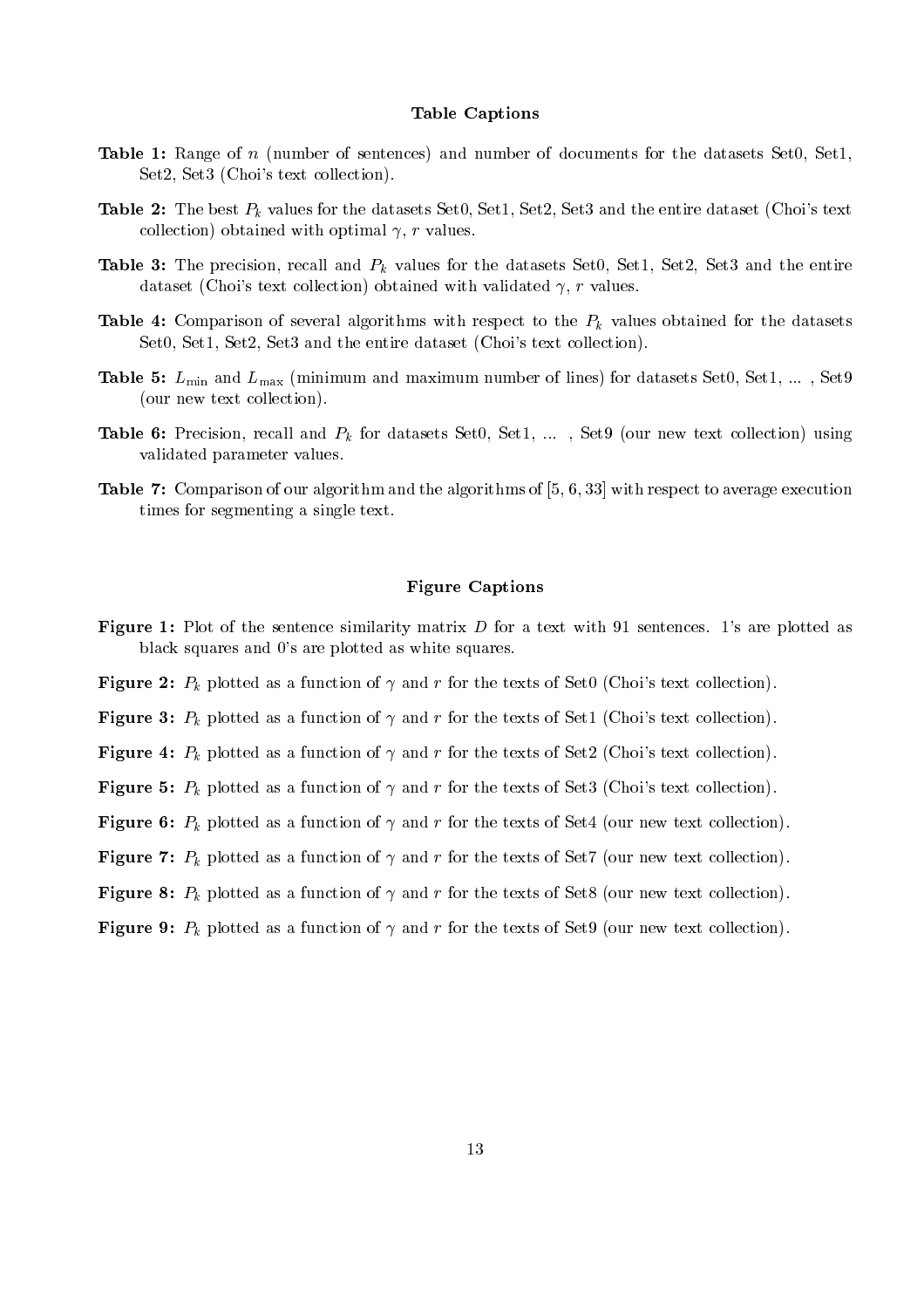## Table Captions

**Table 1:** Range of $n$ (number of sentences) and number of documents for the datasets Set0, Set1, Set2, Set3 (Choi's text collection).

**Table 2:** The best $P_k$ values for the datasets Set0, Set1, Set2, Set3 and the entire dataset (Choi's text collection) obtained with optimal $\gamma$, $r$ values.

**Table 3:** The precision, recall and $P_k$ values for the datasets Set0, Set1, Set2, Set3 and the entire dataset (Choi's text collection) obtained with validated $\gamma$, $r$ values.

**Table 4:** Comparison of several algorithms with respect to the $P_k$ values obtained for the datasets Set0, Set1, Set2, Set3 and the entire dataset (Choi's text collection).

**Table 5:** $L_{\min}$ and $L_{\max}$ (minimum and maximum number of lines) for datasets Set0, Set1, ... , Set9 (our new text collection).

**Table 6:** Precision, recall and $P_k$ for datasets Set0, Set1, ... , Set9 (our new text collection) using validated parameter values.

**Table 7:** Comparison of our algorithm and the algorithms of [5, 6, 33] with respect to average execution times for segmenting a single text.

## Figure Captions

**Figure 1:** Plot of the sentence similarity matrix $D$ for a text with 91 sentences. 1's are plotted as black squares and 0's are plotted as white squares.

**Figure 2:** $P_k$ plotted as a function of $\gamma$ and $r$ for the texts of Set0 (Choi's text collection).

**Figure 3:** $P_k$ plotted as a function of $\gamma$ and $r$ for the texts of Set1 (Choi's text collection).

**Figure 4:** $P_k$ plotted as a function of $\gamma$ and $r$ for the texts of Set2 (Choi's text collection).

**Figure 5:** $P_k$ plotted as a function of $\gamma$ and $r$ for the texts of Set3 (Choi's text collection).

**Figure 6:** $P_k$ plotted as a function of $\gamma$ and $r$ for the texts of Set4 (our new text collection).

**Figure 7:** $P_k$ plotted as a function of $\gamma$ and $r$ for the texts of Set7 (our new text collection).

**Figure 8:** $P_k$ plotted as a function of $\gamma$ and $r$ for the texts of Set8 (our new text collection).

**Figure 9:** $P_k$ plotted as a function of $\gamma$ and $r$ for the texts of Set9 (our new text collection).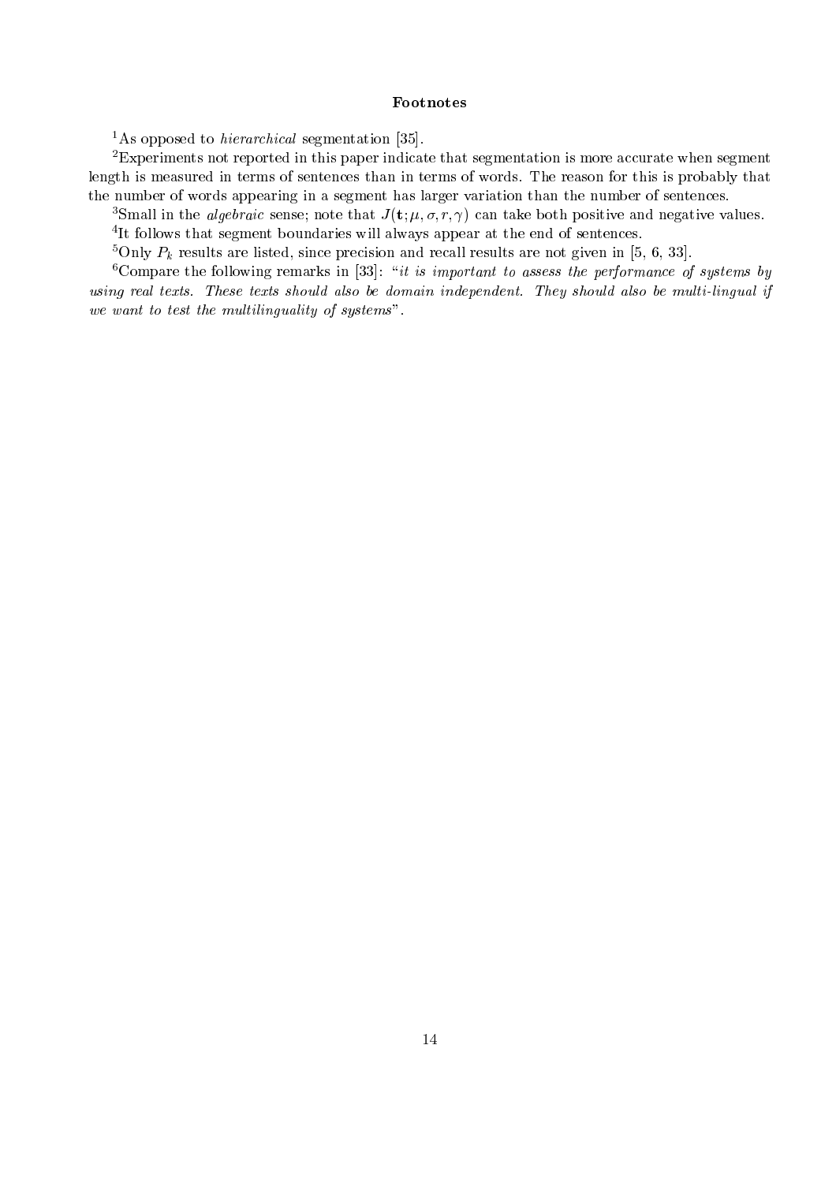# Footnotes

[1]As opposed to *hierarchical* segmentation [35].

[2]Experiments not reported in this paper indicate that segmentation is more accurate when segment length is measured in terms of sentences than in terms of words. The reason for this is probably that the number of words appearing in a segment has larger variation than the number of sentences.

[3]Small in the *algebraic* sense; note that $J(\mathbf{t}; \mu, \sigma, r, \gamma)$ can take both positive and negative values.

[4]It follows that segment boundaries will always appear at the end of sentences.

[5]Only $P_k$ results are listed, since precision and recall results are not given in [5, 6, 33].

[6]Compare the following remarks in [33]: "*it is important to assess the performance of systems by using real texts. These texts should also be domain independent. They should also be multi-lingual if we want to test the multilinguality of systems*".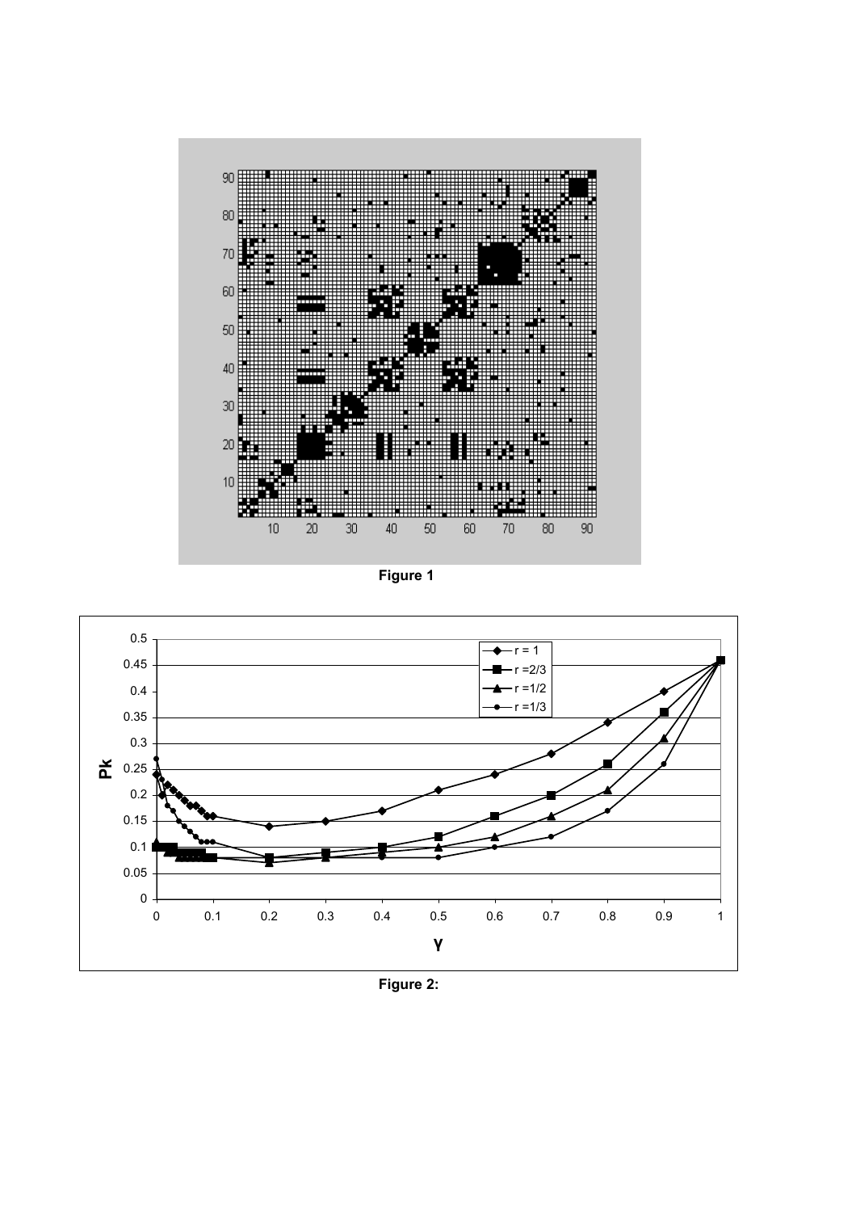Figure 1

Figure 2: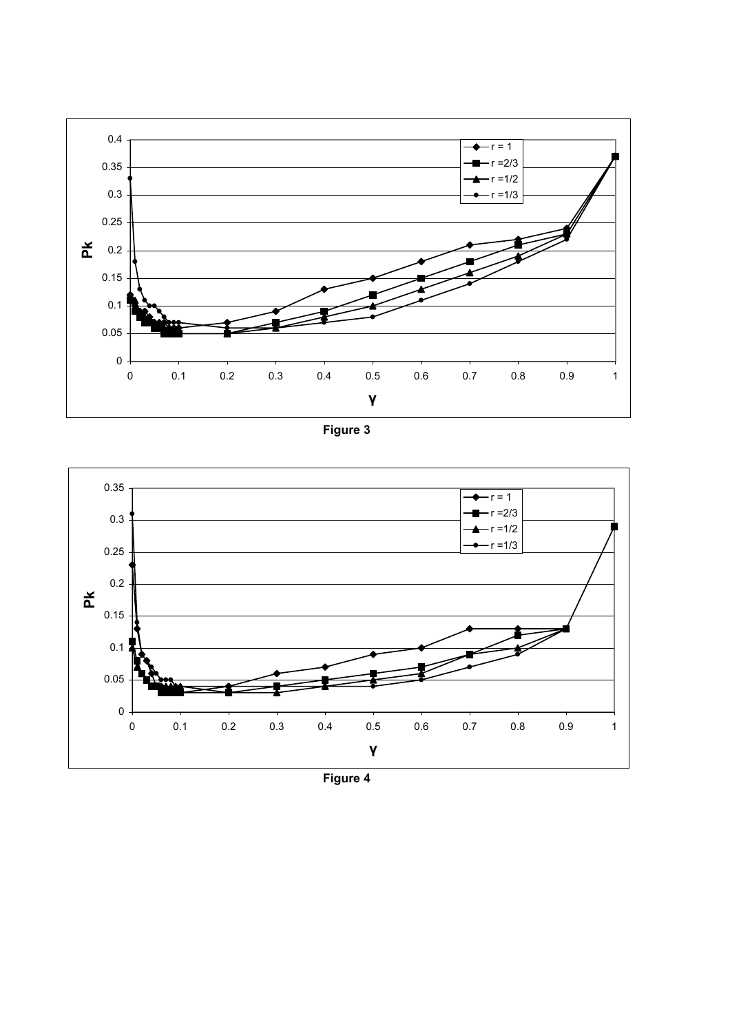Figure 3

Figure 4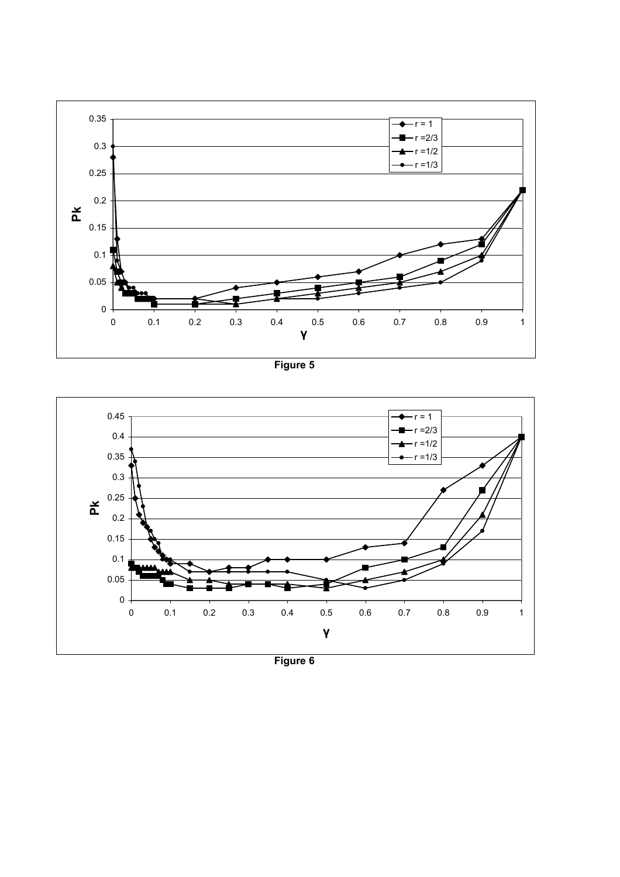Figure 5

Figure 6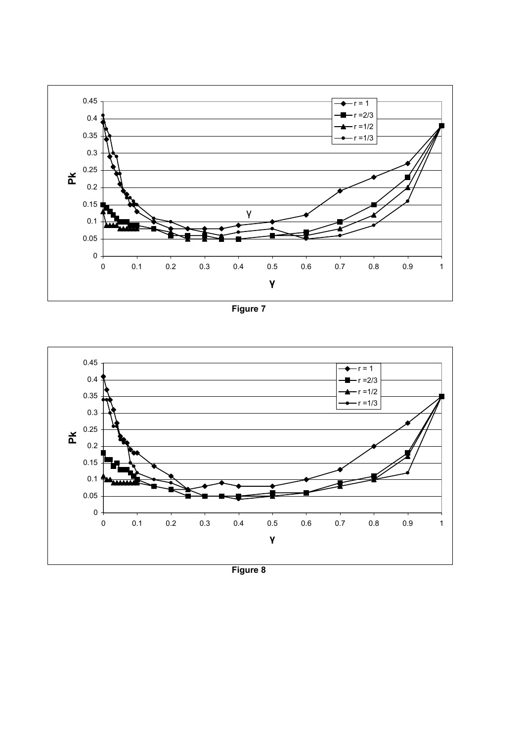Figure 7

Figure 8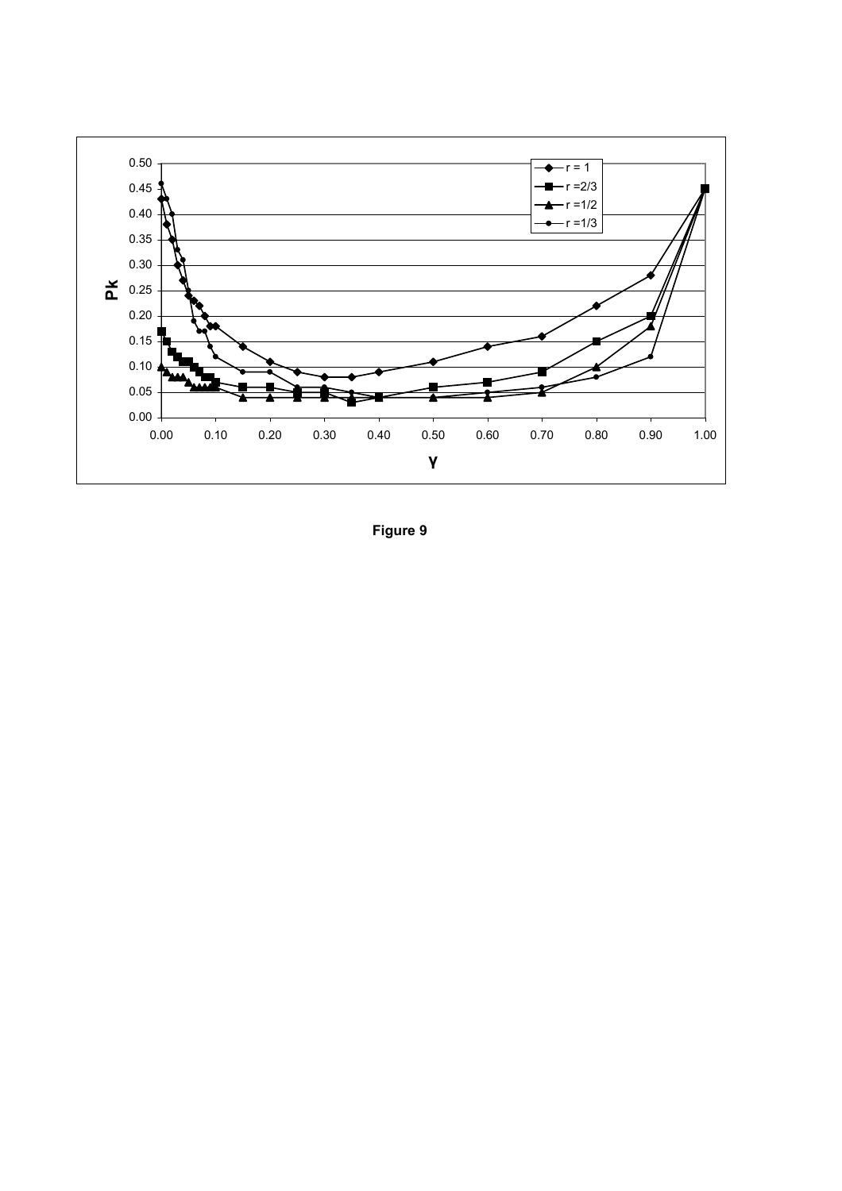Pk

0.50
0.45
0.40
0.35
0.30
0.25
0.20
0.15
0.10
0.05
0.00

0.00 0.10 0.20 0.30 0.40 0.50 0.60 0.70 0.80 0.90 1.00

γ

r = 1
r =2/3
r =1/2
r =1/3

**Figure 9**